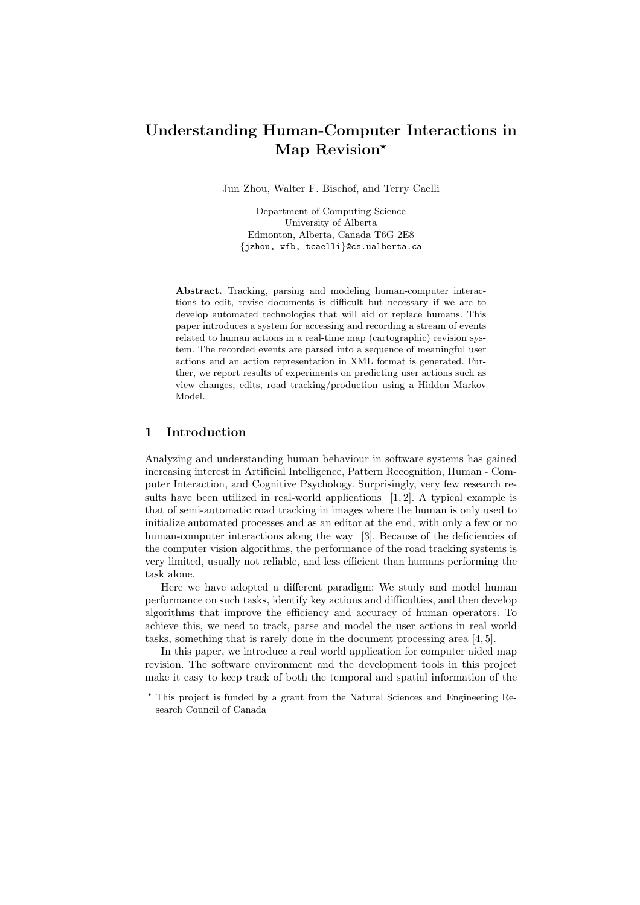# Understanding Human-Computer Interactions in Map Revision*

Jun Zhou, Walter F. Bischof, and Terry Caelli

Department of Computing Science
University of Alberta
Edmonton, Alberta, Canada T6G 2E8
{jzhou, wfb, tcaelli}@cs.ualberta.ca

**Abstract.** Tracking, parsing and modeling human-computer interactions to edit, revise documents is difficult but necessary if we are to develop automated technologies that will aid or replace humans. This paper introduces a system for accessing and recording a stream of events related to human actions in a real-time map (cartographic) revision system. The recorded events are parsed into a sequence of meaningful user actions and an action representation in XML format is generated. Further, we report results of experiments on predicting user actions such as view changes, edits, road tracking/production using a Hidden Markov Model.

## 1 Introduction

Analyzing and understanding human behaviour in software systems has gained increasing interest in Artificial Intelligence, Pattern Recognition, Human - Computer Interaction, and Cognitive Psychology. Surprisingly, very few research results have been utilized in real-world applications [1, 2]. A typical example is that of semi-automatic road tracking in images where the human is only used to initialize automated processes and as an editor at the end, with only a few or no human-computer interactions along the way [3]. Because of the deficiencies of the computer vision algorithms, the performance of the road tracking systems is very limited, usually not reliable, and less efficient than humans performing the task alone.

Here we have adopted a different paradigm: We study and model human performance on such tasks, identify key actions and difficulties, and then develop algorithms that improve the efficiency and accuracy of human operators. To achieve this, we need to track, parse and model the user actions in real world tasks, something that is rarely done in the document processing area [4, 5].

In this paper, we introduce a real world application for computer aided map revision. The software environment and the development tools in this project make it easy to keep track of both the temporal and spatial information of the

---

* This project is funded by a grant from the Natural Sciences and Engineering Research Council of Canada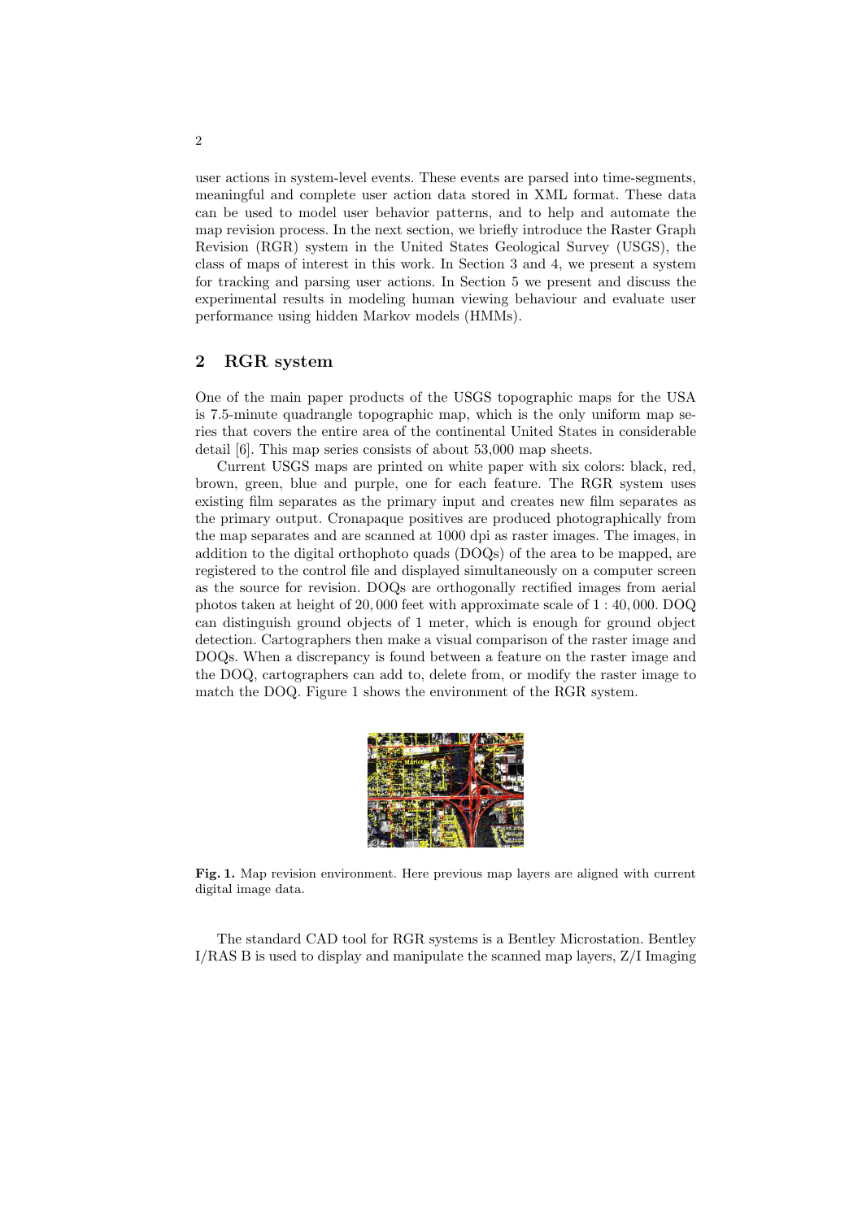user actions in system-level events. These events are parsed into time-segments, meaningful and complete user action data stored in XML format. These data can be used to model user behavior patterns, and to help and automate the map revision process. In the next section, we briefly introduce the Raster Graph Revision (RGR) system in the United States Geological Survey (USGS), the class of maps of interest in this work. In Section 3 and 4, we present a system for tracking and parsing user actions. In Section 5 we present and discuss the experimental results in modeling human viewing behaviour and evaluate user performance using hidden Markov models (HMMs).

## 2 RGR system

One of the main paper products of the USGS topographic maps for the USA is 7.5-minute quadrangle topographic map, which is the only uniform map series that covers the entire area of the continental United States in considerable detail [6]. This map series consists of about 53,000 map sheets.

Current USGS maps are printed on white paper with six colors: black, red, brown, green, blue and purple, one for each feature. The RGR system uses existing film separates as the primary input and creates new film separates as the primary output. Cronapaque positives are produced photographically from the map separates and are scanned at 1000 dpi as raster images. The images, in addition to the digital orthophoto quads (DOQs) of the area to be mapped, are registered to the control file and displayed simultaneously on a computer screen as the source for revision. DOQs are orthogonally rectified images from aerial photos taken at height of $20,000$ feet with approximate scale of $1 : 40,000$. DOQ can distinguish ground objects of 1 meter, which is enough for ground object detection. Cartographers then make a visual comparison of the raster image and DOQs. When a discrepancy is found between a feature on the raster image and the DOQ, cartographers can add to, delete from, or modify the raster image to match the DOQ. Figure 1 shows the environment of the RGR system.

**Fig. 1.** Map revision environment. Here previous map layers are aligned with current digital image data.

The standard CAD tool for RGR systems is a Bentley Microstation. Bentley I/RAS B is used to display and manipulate the scanned map layers, Z/I Imaging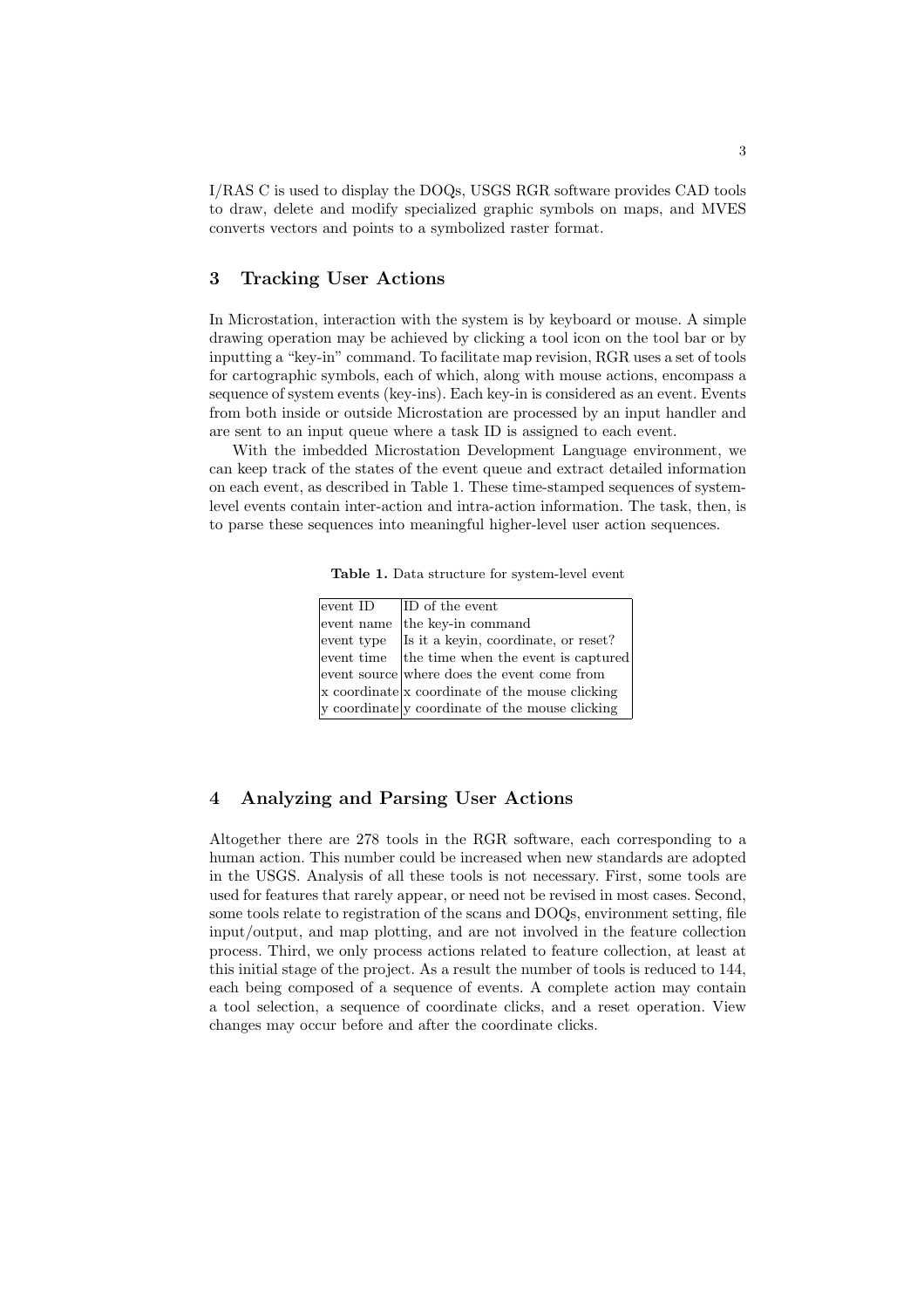I/RAS C is used to display the DOQs, USGS RGR software provides CAD tools to draw, delete and modify specialized graphic symbols on maps, and MVES converts vectors and points to a symbolized raster format.

## 3 Tracking User Actions

In Microstation, interaction with the system is by keyboard or mouse. A simple drawing operation may be achieved by clicking a tool icon on the tool bar or by inputting a "key-in" command. To facilitate map revision, RGR uses a set of tools for cartographic symbols, each of which, along with mouse actions, encompass a sequence of system events (key-ins). Each key-in is considered as an event. Events from both inside or outside Microstation are processed by an input handler and are sent to an input queue where a task ID is assigned to each event.

With the imbedded Microstation Development Language environment, we can keep track of the states of the event queue and extract detailed information on each event, as described in Table 1. These time-stamped sequences of system-level events contain inter-action and intra-action information. The task, then, is to parse these sequences into meaningful higher-level user action sequences.

**Table 1.** Data structure for system-level event

| | |
|---|---|
| event ID | ID of the event |
| event name | the key-in command |
| event type | Is it a keyin, coordinate, or reset? |
| event time | the time when the event is captured |
| event source | where does the event come from |
| x coordinate | x coordinate of the mouse clicking |
| y coordinate | y coordinate of the mouse clicking |

## 4 Analyzing and Parsing User Actions

Altogether there are 278 tools in the RGR software, each corresponding to a human action. This number could be increased when new standards are adopted in the USGS. Analysis of all these tools is not necessary. First, some tools are used for features that rarely appear, or need not be revised in most cases. Second, some tools relate to registration of the scans and DOQs, environment setting, file input/output, and map plotting, and are not involved in the feature collection process. Third, we only process actions related to feature collection, at least at this initial stage of the project. As a result the number of tools is reduced to 144, each being composed of a sequence of events. A complete action may contain a tool selection, a sequence of coordinate clicks, and a reset operation. View changes may occur before and after the coordinate clicks.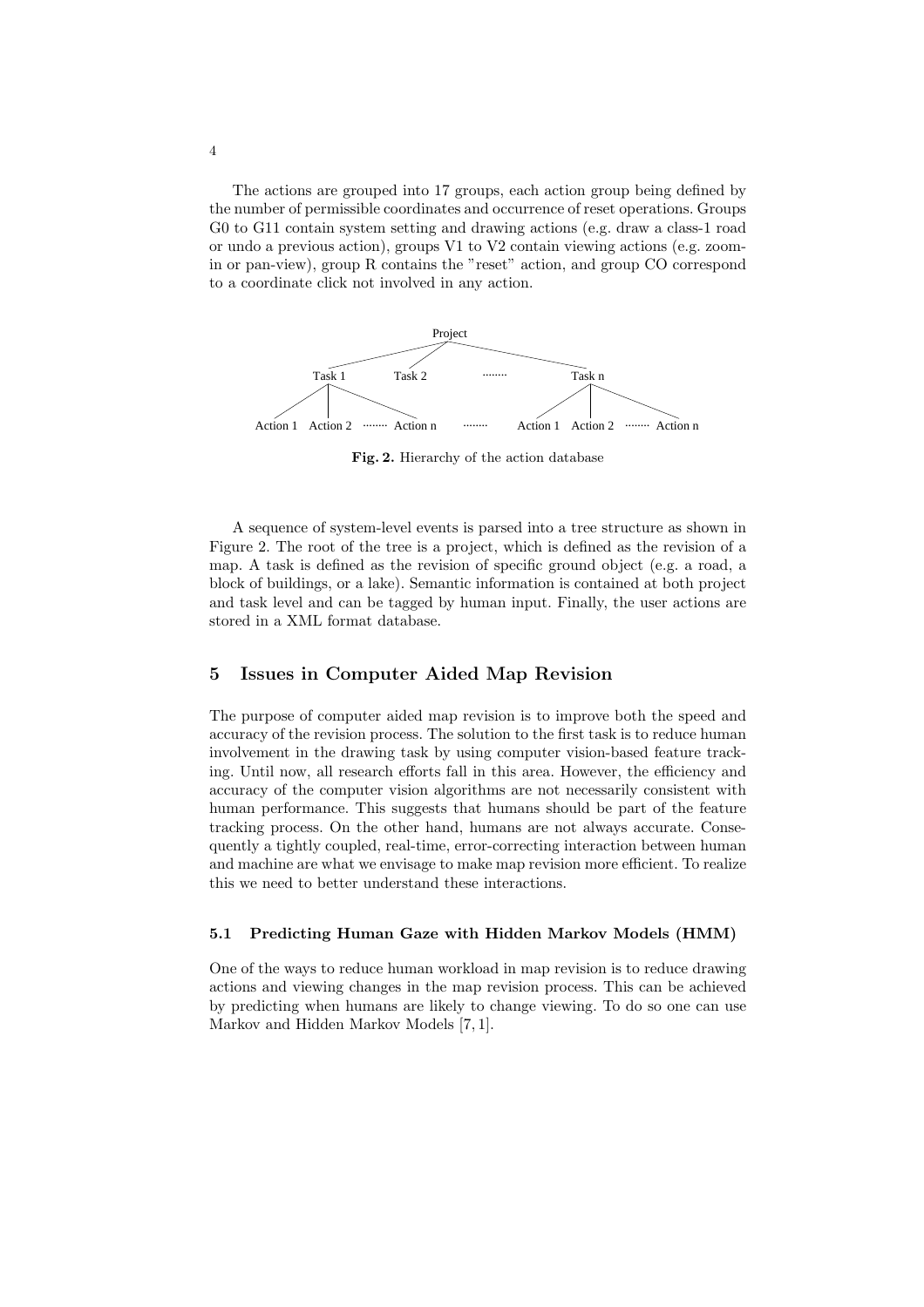The actions are grouped into 17 groups, each action group being defined by the number of permissible coordinates and occurrence of reset operations. Groups G0 to G11 contain system setting and drawing actions (e.g. draw a class-1 road or undo a previous action), groups V1 to V2 contain viewing actions (e.g. zoom-in or pan-view), group R contains the "reset" action, and group CO correspond to a coordinate click not involved in any action.

Project

Task 1 Task 2 ........ Task n

Action 1 Action 2 ........ Action n ........ Action 1 Action 2 ........ Action n

**Fig. 2.** Hierarchy of the action database

A sequence of system-level events is parsed into a tree structure as shown in Figure 2. The root of the tree is a project, which is defined as the revision of a map. A task is defined as the revision of specific ground object (e.g. a road, a block of buildings, or a lake). Semantic information is contained at both project and task level and can be tagged by human input. Finally, the user actions are stored in a XML format database.

## 5 Issues in Computer Aided Map Revision

The purpose of computer aided map revision is to improve both the speed and accuracy of the revision process. The solution to the first task is to reduce human involvement in the drawing task by using computer vision-based feature tracking. Until now, all research efforts fall in this area. However, the efficiency and accuracy of the computer vision algorithms are not necessarily consistent with human performance. This suggests that humans should be part of the feature tracking process. On the other hand, humans are not always accurate. Consequently a tightly coupled, real-time, error-correcting interaction between human and machine are what we envisage to make map revision more efficient. To realize this we need to better understand these interactions.

### 5.1 Predicting Human Gaze with Hidden Markov Models (HMM)

One of the ways to reduce human workload in map revision is to reduce drawing actions and viewing changes in the map revision process. This can be achieved by predicting when humans are likely to change viewing. To do so one can use Markov and Hidden Markov Models [7, 1].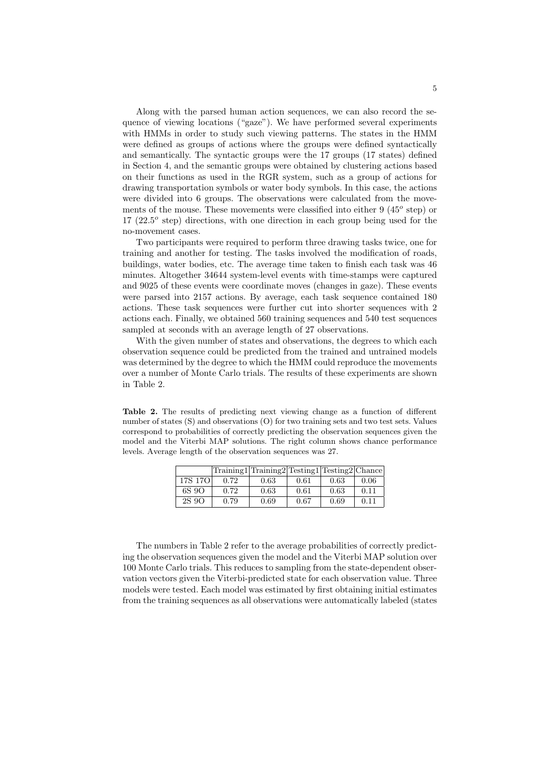Along with the parsed human action sequences, we can also record the sequence of viewing locations ("gaze"). We have performed several experiments with HMMs in order to study such viewing patterns. The states in the HMM were defined as groups of actions where the groups were defined syntactically and semantically. The syntactic groups were the 17 groups (17 states) defined in Section 4, and the semantic groups were obtained by clustering actions based on their functions as used in the RGR system, such as a group of actions for drawing transportation symbols or water body symbols. In this case, the actions were divided into 6 groups. The observations were calculated from the movements of the mouse. These movements were classified into either 9 ($45^o$ step) or 17 ($22.5^o$ step) directions, with one direction in each group being used for the no-movement cases.

Two participants were required to perform three drawing tasks twice, one for training and another for testing. The tasks involved the modification of roads, buildings, water bodies, etc. The average time taken to finish each task was 46 minutes. Altogether 34644 system-level events with time-stamps were captured and 9025 of these events were coordinate moves (changes in gaze). These events were parsed into 2157 actions. By average, each task sequence contained 180 actions. These task sequences were further cut into shorter sequences with 2 actions each. Finally, we obtained 560 training sequences and 540 test sequences sampled at seconds with an average length of 27 observations.

With the given number of states and observations, the degrees to which each observation sequence could be predicted from the trained and untrained models was determined by the degree to which the HMM could reproduce the movements over a number of Monte Carlo trials. The results of these experiments are shown in Table 2.

**Table 2.** The results of predicting next viewing change as a function of different number of states (S) and observations (O) for two training sets and two test sets. Values correspond to probabilities of correctly predicting the observation sequences given the model and the Viterbi MAP solutions. The right column shows chance performance levels. Average length of the observation sequences was 27.

| | Training1 | Training2 | Testing1 | Testing2 | Chance |
|---|---|---|---|---|---|
| 17S 17O | 0.72 | 0.63 | 0.61 | 0.63 | 0.06 |
| 6S 9O | 0.72 | 0.63 | 0.61 | 0.63 | 0.11 |
| 2S 9O | 0.79 | 0.69 | 0.67 | 0.69 | 0.11 |

The numbers in Table 2 refer to the average probabilities of correctly predicting the observation sequences given the model and the Viterbi MAP solution over 100 Monte Carlo trials. This reduces to sampling from the state-dependent observation vectors given the Viterbi-predicted state for each observation value. Three models were tested. Each model was estimated by first obtaining initial estimates from the training sequences as all observations were automatically labeled (states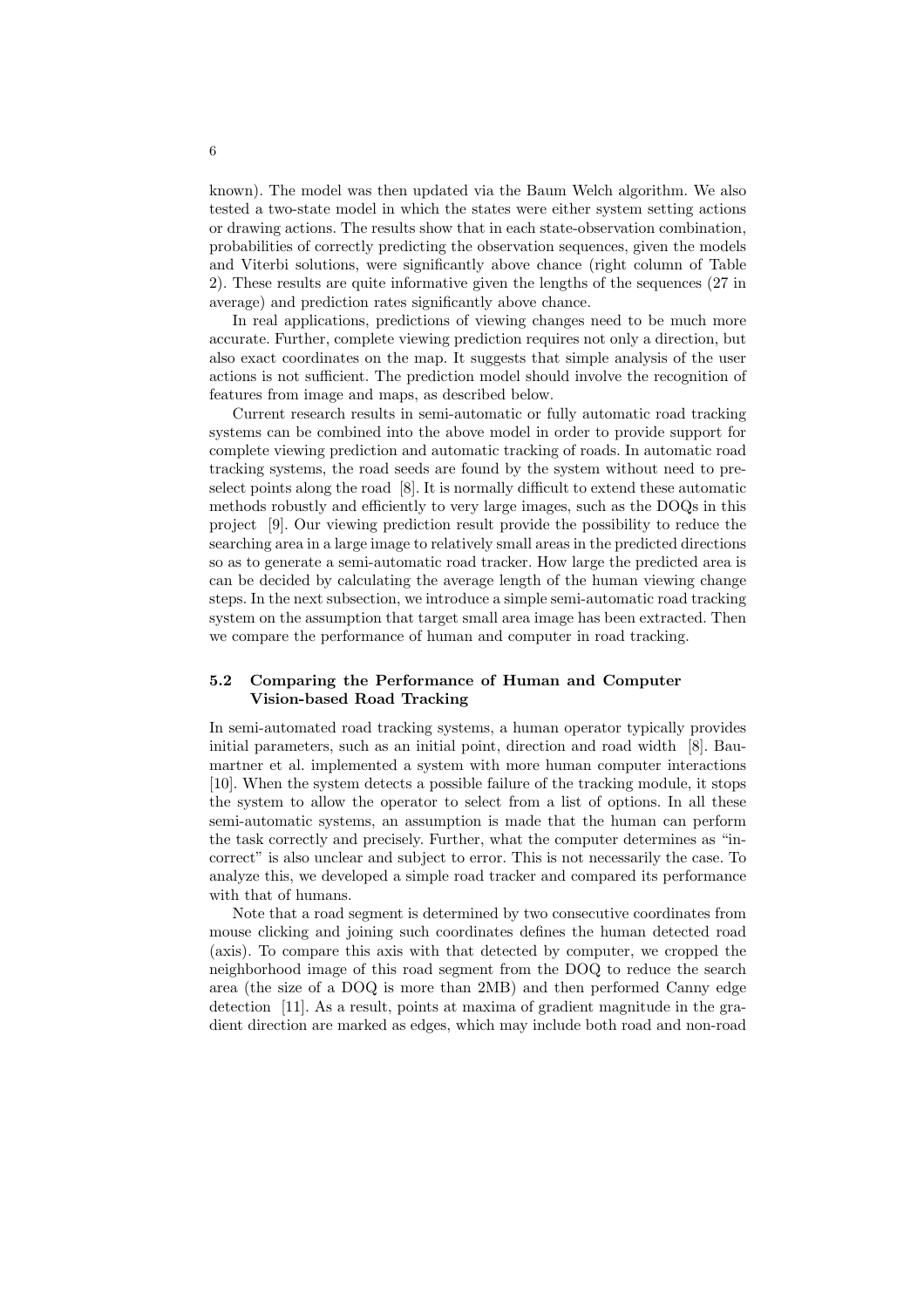known). The model was then updated via the Baum Welch algorithm. We also tested a two-state model in which the states were either system setting actions or drawing actions. The results show that in each state-observation combination, probabilities of correctly predicting the observation sequences, given the models and Viterbi solutions, were significantly above chance (right column of Table 2). These results are quite informative given the lengths of the sequences (27 in average) and prediction rates significantly above chance.

In real applications, predictions of viewing changes need to be much more accurate. Further, complete viewing prediction requires not only a direction, but also exact coordinates on the map. It suggests that simple analysis of the user actions is not sufficient. The prediction model should involve the recognition of features from image and maps, as described below.

Current research results in semi-automatic or fully automatic road tracking systems can be combined into the above model in order to provide support for complete viewing prediction and automatic tracking of roads. In automatic road tracking systems, the road seeds are found by the system without need to preselect points along the road [8]. It is normally difficult to extend these automatic methods robustly and efficiently to very large images, such as the DOQs in this project [9]. Our viewing prediction result provide the possibility to reduce the searching area in a large image to relatively small areas in the predicted directions so as to generate a semi-automatic road tracker. How large the predicted area is can be decided by calculating the average length of the human viewing change steps. In the next subsection, we introduce a simple semi-automatic road tracking system on the assumption that target small area image has been extracted. Then we compare the performance of human and computer in road tracking.

### 5.2 Comparing the Performance of Human and Computer Vision-based Road Tracking

In semi-automated road tracking systems, a human operator typically provides initial parameters, such as an initial point, direction and road width [8]. Baumartner et al. implemented a system with more human computer interactions [10]. When the system detects a possible failure of the tracking module, it stops the system to allow the operator to select from a list of options. In all these semi-automatic systems, an assumption is made that the human can perform the task correctly and precisely. Further, what the computer determines as "incorrect" is also unclear and subject to error. This is not necessarily the case. To analyze this, we developed a simple road tracker and compared its performance with that of humans.

Note that a road segment is determined by two consecutive coordinates from mouse clicking and joining such coordinates defines the human detected road (axis). To compare this axis with that detected by computer, we cropped the neighborhood image of this road segment from the DOQ to reduce the search area (the size of a DOQ is more than 2MB) and then performed Canny edge detection [11]. As a result, points at maxima of gradient magnitude in the gradient direction are marked as edges, which may include both road and non-road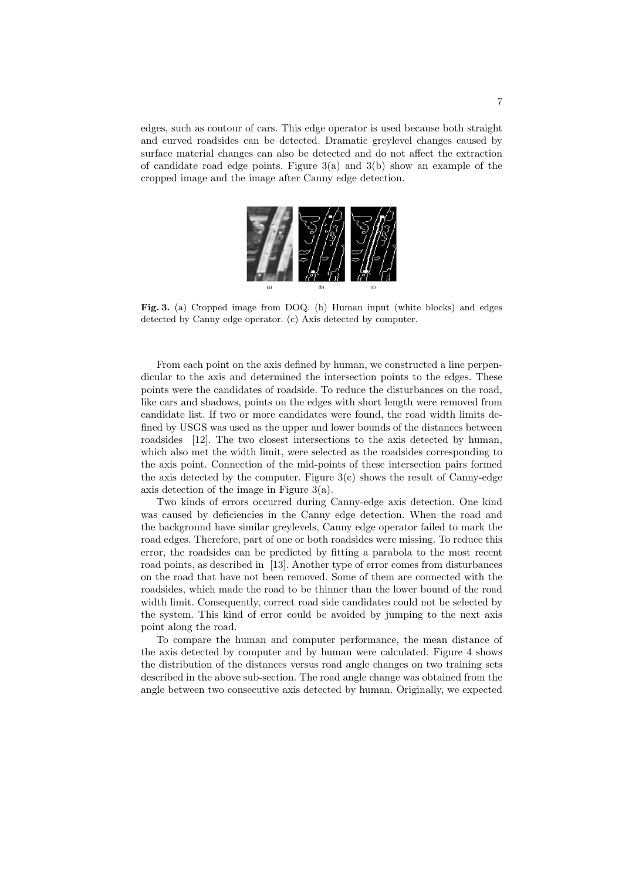edges, such as contour of cars. This edge operator is used because both straight and curved roadsides can be detected. Dramatic greylevel changes caused by surface material changes can also be detected and do not affect the extraction of candidate road edge points. Figure 3(a) and 3(b) show an example of the cropped image and the image after Canny edge detection.

**Fig. 3.** (a) Cropped image from DOQ. (b) Human input (white blocks) and edges detected by Canny edge operator. (c) Axis detected by computer.

From each point on the axis defined by human, we constructed a line perpendicular to the axis and determined the intersection points to the edges. These points were the candidates of roadside. To reduce the disturbances on the road, like cars and shadows, points on the edges with short length were removed from candidate list. If two or more candidates were found, the road width limits defined by USGS was used as the upper and lower bounds of the distances between roadsides [12]. The two closest intersections to the axis detected by human, which also met the width limit, were selected as the roadsides corresponding to the axis point. Connection of the mid-points of these intersection pairs formed the axis detected by the computer. Figure 3(c) shows the result of Canny-edge axis detection of the image in Figure 3(a).

Two kinds of errors occurred during Canny-edge axis detection. One kind was caused by deficiencies in the Canny edge detection. When the road and the background have similar greylevels, Canny edge operator failed to mark the road edges. Therefore, part of one or both roadsides were missing. To reduce this error, the roadsides can be predicted by fitting a parabola to the most recent road points, as described in [13]. Another type of error comes from disturbances on the road that have not been removed. Some of them are connected with the roadsides, which made the road to be thinner than the lower bound of the road width limit. Consequently, correct road side candidates could not be selected by the system. This kind of error could be avoided by jumping to the next axis point along the road.

To compare the human and computer performance, the mean distance of the axis detected by computer and by human were calculated. Figure 4 shows the distribution of the distances versus road angle changes on two training sets described in the above sub-section. The road angle change was obtained from the angle between two consecutive axis detected by human. Originally, we expected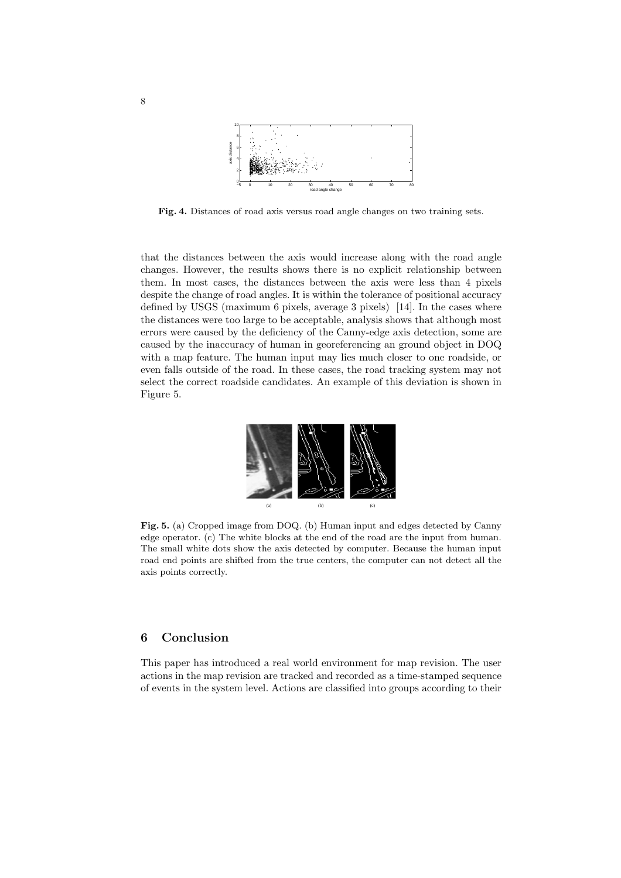**Fig. 4.** Distances of road axis versus road angle changes on two training sets.

that the distances between the axis would increase along with the road angle changes. However, the results shows there is no explicit relationship between them. In most cases, the distances between the axis were less than 4 pixels despite the change of road angles. It is within the tolerance of positional accuracy defined by USGS (maximum 6 pixels, average 3 pixels) [14]. In the cases where the distances were too large to be acceptable, analysis shows that although most errors were caused by the deficiency of the Canny-edge axis detection, some are caused by the inaccuracy of human in georeferencing an ground object in DOQ with a map feature. The human input may lies much closer to one roadside, or even falls outside of the road. In these cases, the road tracking system may not select the correct roadside candidates. An example of this deviation is shown in Figure 5.

**Fig. 5.** (a) Cropped image from DOQ. (b) Human input and edges detected by Canny edge operator. (c) The white blocks at the end of the road are the input from human. The small white dots show the axis detected by computer. Because the human input road end points are shifted from the true centers, the computer can not detect all the axis points correctly.

## 6 Conclusion

This paper has introduced a real world environment for map revision. The user actions in the map revision are tracked and recorded as a time-stamped sequence of events in the system level. Actions are classified into groups according to their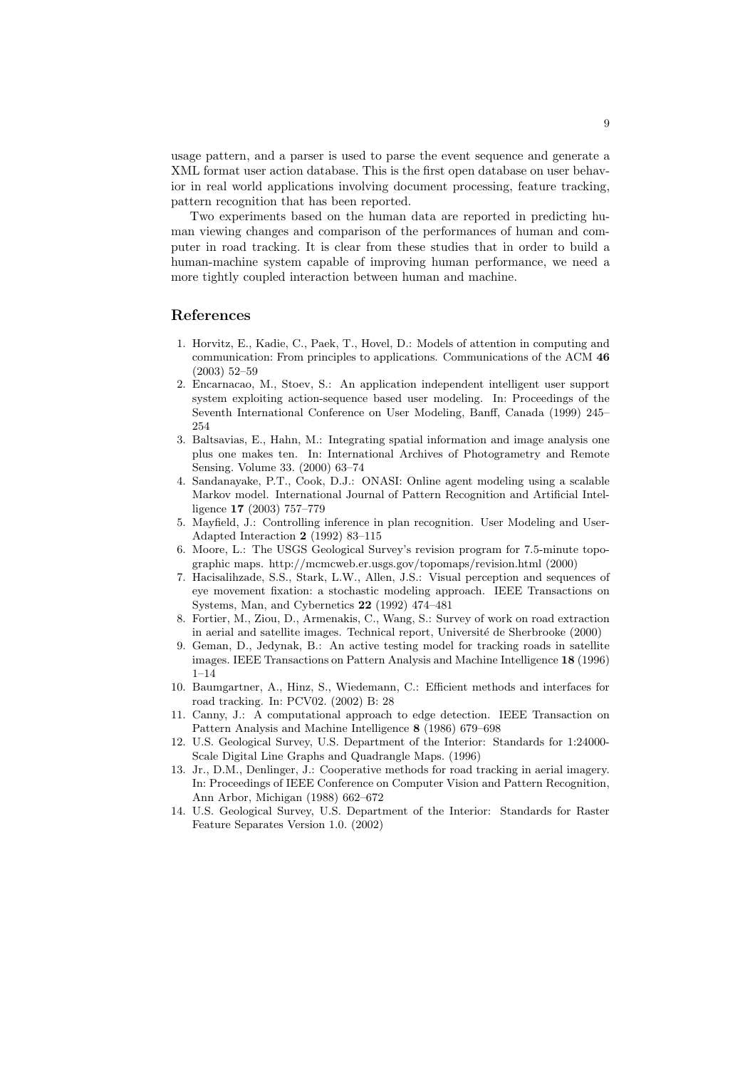usage pattern, and a parser is used to parse the event sequence and generate a XML format user action database. This is the first open database on user behavior in real world applications involving document processing, feature tracking, pattern recognition that has been reported.

Two experiments based on the human data are reported in predicting human viewing changes and comparison of the performances of human and computer in road tracking. It is clear from these studies that in order to build a human-machine system capable of improving human performance, we need a more tightly coupled interaction between human and machine.

## References

1. Horvitz, E., Kadie, C., Paek, T., Hovel, D.: Models of attention in computing and communication: From principles to applications. Communications of the ACM **46** (2003) 52–59
2. Encarnacao, M., Stoev, S.: An application independent intelligent user support system exploiting action-sequence based user modeling. In: Proceedings of the Seventh International Conference on User Modeling, Banff, Canada (1999) 245–254
3. Baltsavias, E., Hahn, M.: Integrating spatial information and image analysis one plus one makes ten. In: International Archives of Photogrametry and Remote Sensing. Volume 33. (2000) 63–74
4. Sandanayake, P.T., Cook, D.J.: ONASI: Online agent modeling using a scalable Markov model. International Journal of Pattern Recognition and Artificial Intelligence **17** (2003) 757–779
5. Mayfield, J.: Controlling inference in plan recognition. User Modeling and User-Adapted Interaction **2** (1992) 83–115
6. Moore, L.: The USGS Geological Survey's revision program for 7.5-minute topographic maps. http://mcmcweb.er.usgs.gov/topomaps/revision.html (2000)
7. Hacisalihzade, S.S., Stark, L.W., Allen, J.S.: Visual perception and sequences of eye movement fixation: a stochastic modeling approach. IEEE Transactions on Systems, Man, and Cybernetics **22** (1992) 474–481
8. Fortier, M., Ziou, D., Armenakis, C., Wang, S.: Survey of work on road extraction in aerial and satellite images. Technical report, Université de Sherbrooke (2000)
9. Geman, D., Jedynak, B.: An active testing model for tracking roads in satellite images. IEEE Transactions on Pattern Analysis and Machine Intelligence **18** (1996) 1–14
10. Baumgartner, A., Hinz, S., Wiedemann, C.: Efficient methods and interfaces for road tracking. In: PCV02. (2002) B: 28
11. Canny, J.: A computational approach to edge detection. IEEE Transaction on Pattern Analysis and Machine Intelligence **8** (1986) 679–698
12. U.S. Geological Survey, U.S. Department of the Interior: Standards for 1:24000-Scale Digital Line Graphs and Quadrangle Maps. (1996)
13. Jr., D.M., Denlinger, J.: Cooperative methods for road tracking in aerial imagery. In: Proceedings of IEEE Conference on Computer Vision and Pattern Recognition, Ann Arbor, Michigan (1988) 662–672
14. U.S. Geological Survey, U.S. Department of the Interior: Standards for Raster Feature Separates Version 1.0. (2002)